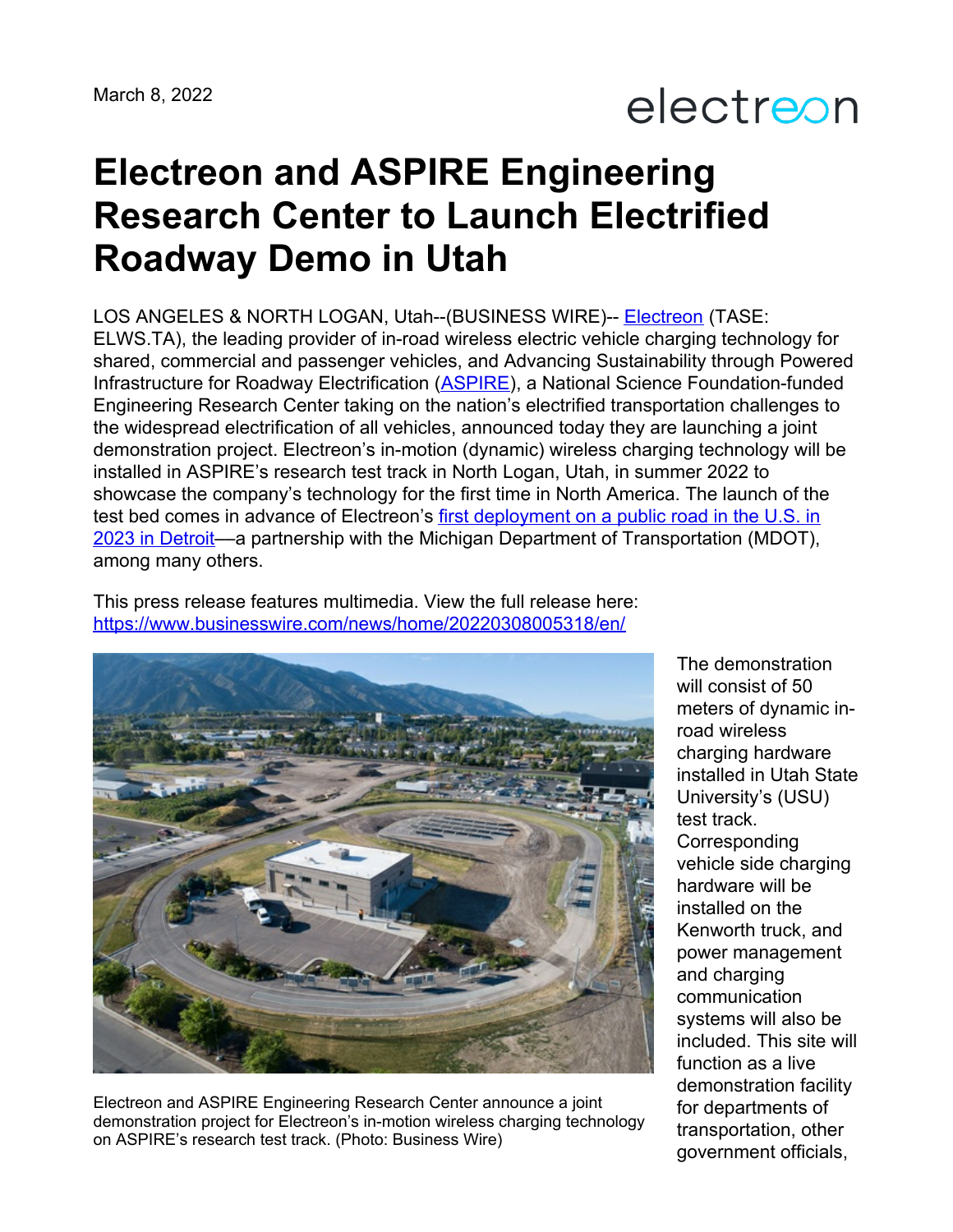March 8, 2022

electreon

# Electreon and ASPIRE Engineering Research Center to Launch Electrified Roadway Demo in Utah

LOS ANGELES & NORTH LOGAN, Utah--(BUSINESS WIRE)-- Electreon (TASE: ELWS.TA), the leading provider of in-road wireless electric vehicle charging technology for shared, commercial and passenger vehicles, and Advancing Sustainability through Powered Infrastructure for Roadway Electrification (ASPIRE), a National Science Foundation-funded Engineering Research Center taking on the nation's electrified transportation challenges to the widespread electrification of all vehicles, announced today they are launching a joint demonstration project. Electreon's in-motion (dynamic) wireless charging technology will be installed in ASPIRE's research test track in North Logan, Utah, in summer 2022 to showcase the company's technology for the first time in North America. The launch of the test bed comes in advance of Electreon's first deployment on a public road in the U.S. in 2023 in Detroit—a partnership with the Michigan Department of Transportation (MDOT), among many others.

This press release features multimedia. View the full release here: https://www.businesswire.com/news/home/20220308005318/en/

Electreon and ASPIRE Engineering Research Center announce a joint demonstration project for Electreon's in-motion wireless charging technology on ASPIRE's research test track. (Photo: Business Wire)

The demonstration will consist of 50 meters of dynamic in-road wireless charging hardware installed in Utah State University's (USU) test track. Corresponding vehicle side charging hardware will be installed on the Kenworth truck, and power management and charging communication systems will also be included. This site will function as a live demonstration facility for departments of transportation, other government officials,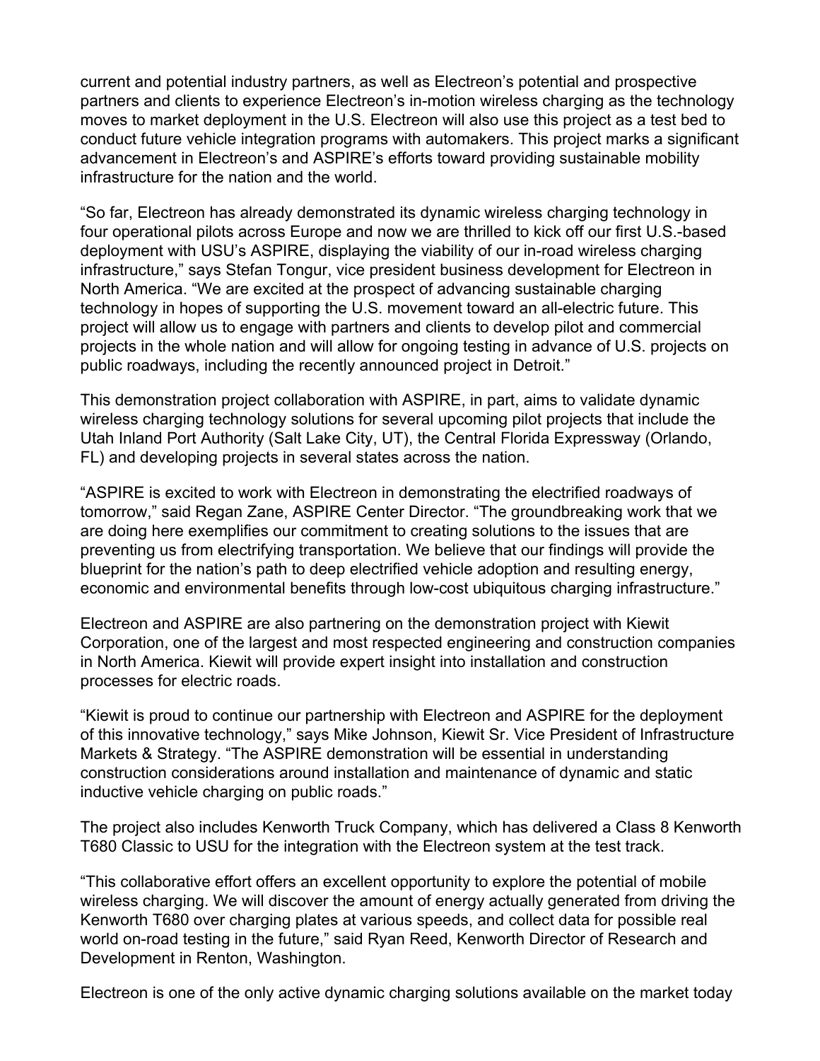current and potential industry partners, as well as Electreon's potential and prospective partners and clients to experience Electreon's in-motion wireless charging as the technology moves to market deployment in the U.S. Electreon will also use this project as a test bed to conduct future vehicle integration programs with automakers. This project marks a significant advancement in Electreon's and ASPIRE's efforts toward providing sustainable mobility infrastructure for the nation and the world.

"So far, Electreon has already demonstrated its dynamic wireless charging technology in four operational pilots across Europe and now we are thrilled to kick off our first U.S.-based deployment with USU's ASPIRE, displaying the viability of our in-road wireless charging infrastructure," says Stefan Tongur, vice president business development for Electreon in North America. "We are excited at the prospect of advancing sustainable charging technology in hopes of supporting the U.S. movement toward an all-electric future. This project will allow us to engage with partners and clients to develop pilot and commercial projects in the whole nation and will allow for ongoing testing in advance of U.S. projects on public roadways, including the recently announced project in Detroit."

This demonstration project collaboration with ASPIRE, in part, aims to validate dynamic wireless charging technology solutions for several upcoming pilot projects that include the Utah Inland Port Authority (Salt Lake City, UT), the Central Florida Expressway (Orlando, FL) and developing projects in several states across the nation.

"ASPIRE is excited to work with Electreon in demonstrating the electrified roadways of tomorrow," said Regan Zane, ASPIRE Center Director. "The groundbreaking work that we are doing here exemplifies our commitment to creating solutions to the issues that are preventing us from electrifying transportation. We believe that our findings will provide the blueprint for the nation's path to deep electrified vehicle adoption and resulting energy, economic and environmental benefits through low-cost ubiquitous charging infrastructure."

Electreon and ASPIRE are also partnering on the demonstration project with Kiewit Corporation, one of the largest and most respected engineering and construction companies in North America. Kiewit will provide expert insight into installation and construction processes for electric roads.

"Kiewit is proud to continue our partnership with Electreon and ASPIRE for the deployment of this innovative technology," says Mike Johnson, Kiewit Sr. Vice President of Infrastructure Markets & Strategy. "The ASPIRE demonstration will be essential in understanding construction considerations around installation and maintenance of dynamic and static inductive vehicle charging on public roads."

The project also includes Kenworth Truck Company, which has delivered a Class 8 Kenworth T680 Classic to USU for the integration with the Electreon system at the test track.

"This collaborative effort offers an excellent opportunity to explore the potential of mobile wireless charging. We will discover the amount of energy actually generated from driving the Kenworth T680 over charging plates at various speeds, and collect data for possible real world on-road testing in the future," said Ryan Reed, Kenworth Director of Research and Development in Renton, Washington.

Electreon is one of the only active dynamic charging solutions available on the market today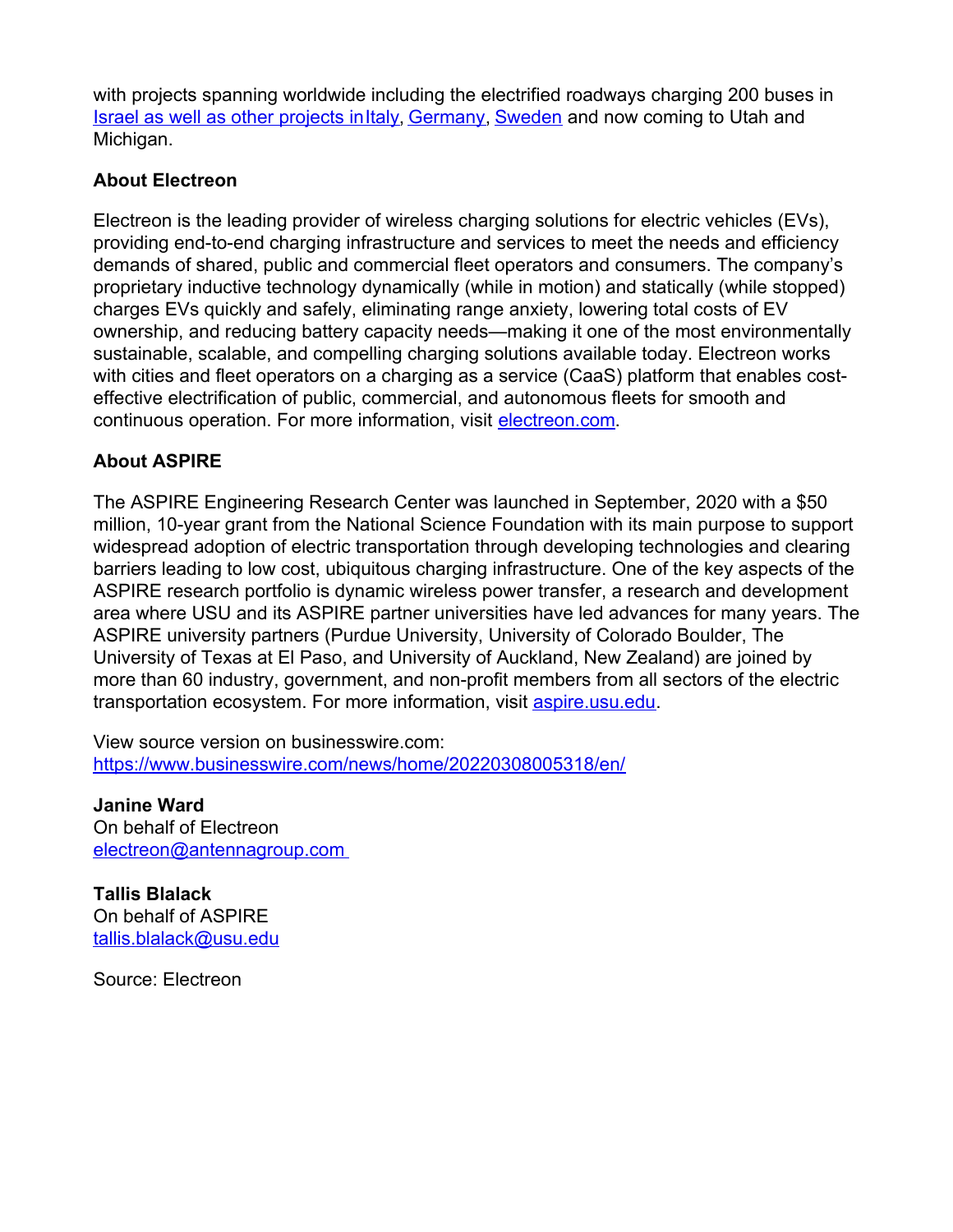with projects spanning worldwide including the electrified roadways charging 200 buses in Israel as well as other projects in Italy, Germany, Sweden and now coming to Utah and Michigan.

**About Electreon**

Electreon is the leading provider of wireless charging solutions for electric vehicles (EVs), providing end-to-end charging infrastructure and services to meet the needs and efficiency demands of shared, public and commercial fleet operators and consumers. The company's proprietary inductive technology dynamically (while in motion) and statically (while stopped) charges EVs quickly and safely, eliminating range anxiety, lowering total costs of EV ownership, and reducing battery capacity needs—making it one of the most environmentally sustainable, scalable, and compelling charging solutions available today. Electreon works with cities and fleet operators on a charging as a service (CaaS) platform that enables cost-effective electrification of public, commercial, and autonomous fleets for smooth and continuous operation. For more information, visit electreon.com.

**About ASPIRE**

The ASPIRE Engineering Research Center was launched in September, 2020 with a $50 million, 10-year grant from the National Science Foundation with its main purpose to support widespread adoption of electric transportation through developing technologies and clearing barriers leading to low cost, ubiquitous charging infrastructure. One of the key aspects of the ASPIRE research portfolio is dynamic wireless power transfer, a research and development area where USU and its ASPIRE partner universities have led advances for many years. The ASPIRE university partners (Purdue University, University of Colorado Boulder, The University of Texas at El Paso, and University of Auckland, New Zealand) are joined by more than 60 industry, government, and non-profit members from all sectors of the electric transportation ecosystem. For more information, visit aspire.usu.edu.

View source version on businesswire.com:
https://www.businesswire.com/news/home/20220308005318/en/

**Janine Ward**
On behalf of Electreon
electreon@antennagroup.com

**Tallis Blalack**
On behalf of ASPIRE
tallis.blalack@usu.edu

Source: Electreon